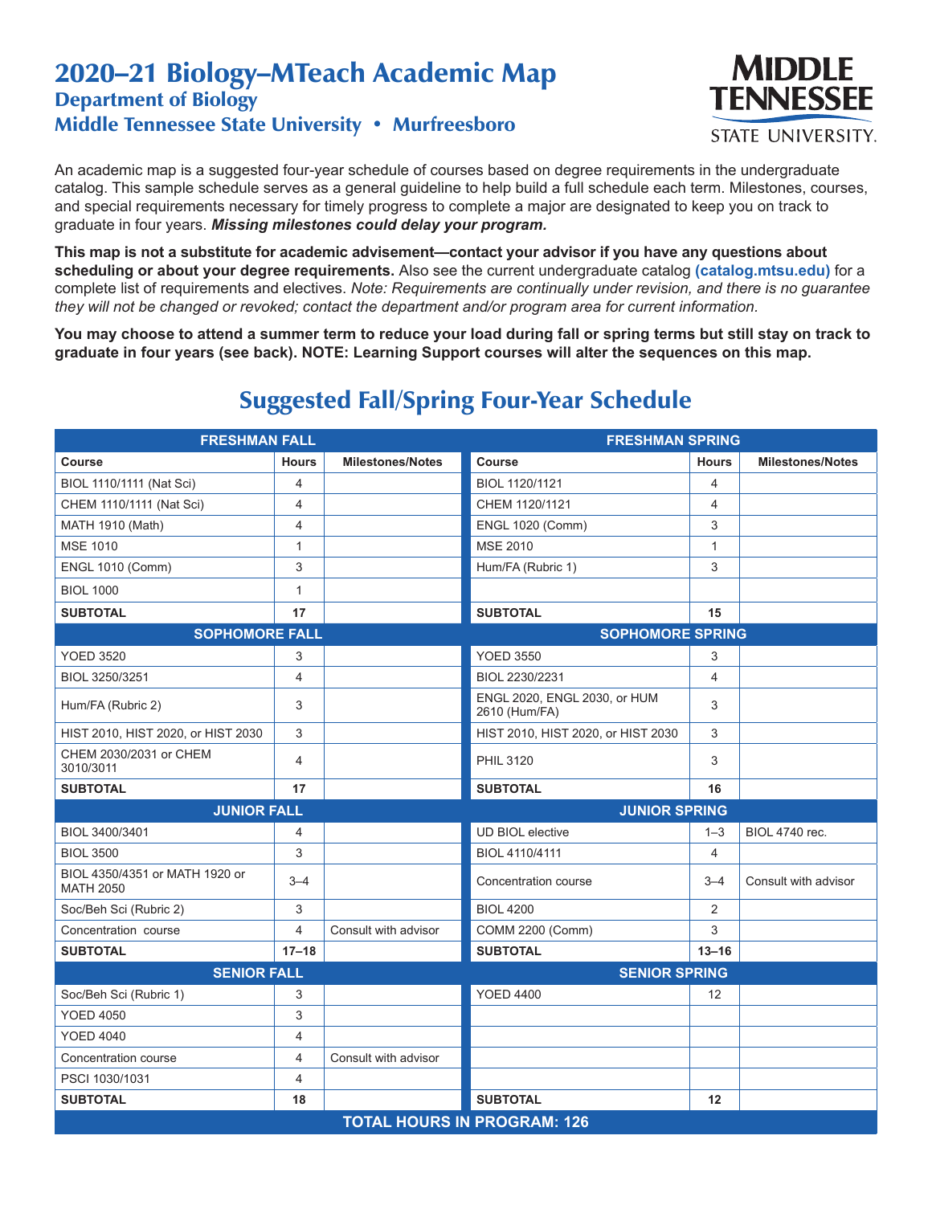# 2020–21 Biology–MTeach Academic Map

## Department of Biology

## Middle Tennessee State University • Murfreesboro

MIDDLE TENNESSEE STATE UNIVERSITY.

An academic map is a suggested four-year schedule of courses based on degree requirements in the undergraduate catalog. This sample schedule serves as a general guideline to help build a full schedule each term. Milestones, courses, and special requirements necessary for timely progress to complete a major are designated to keep you on track to graduate in four years. ***Missing milestones could delay your program.***

**This map is not a substitute for academic advisement—contact your advisor if you have any questions about scheduling or about your degree requirements.** Also see the current undergraduate catalog **(catalog.mtsu.edu)** for a complete list of requirements and electives. *Note: Requirements are continually under revision, and there is no guarantee they will not be changed or revoked; contact the department and/or program area for current information.*

**You may choose to attend a summer term to reduce your load during fall or spring terms but still stay on track to graduate in four years (see back). NOTE: Learning Support courses will alter the sequences on this map.**

## Suggested Fall/Spring Four-Year Schedule

| **FRESHMAN FALL** | | | **FRESHMAN SPRING** | | |
|---|---|---|---|---|---|
| **Course** | **Hours** | **Milestones/Notes** | **Course** | **Hours** | **Milestones/Notes** |
| BIOL 1110/1111 (Nat Sci) | 4 | | BIOL 1120/1121 | 4 | |
| CHEM 1110/1111 (Nat Sci) | 4 | | CHEM 1120/1121 | 4 | |
| MATH 1910 (Math) | 4 | | ENGL 1020 (Comm) | 3 | |
| MSE 1010 | 1 | | MSE 2010 | 1 | |
| ENGL 1010 (Comm) | 3 | | Hum/FA (Rubric 1) | 3 | |
| BIOL 1000 | 1 | | | | |
| **SUBTOTAL** | **17** | | **SUBTOTAL** | **15** | |
| **SOPHOMORE FALL** | | | **SOPHOMORE SPRING** | | |
| YOED 3520 | 3 | | YOED 3550 | 3 | |
| BIOL 3250/3251 | 4 | | BIOL 2230/2231 | 4 | |
| Hum/FA (Rubric 2) | 3 | | ENGL 2020, ENGL 2030, or HUM 2610 (Hum/FA) | 3 | |
| HIST 2010, HIST 2020, or HIST 2030 | 3 | | HIST 2010, HIST 2020, or HIST 2030 | 3 | |
| CHEM 2030/2031 or CHEM 3010/3011 | 4 | | PHIL 3120 | 3 | |
| **SUBTOTAL** | **17** | | **SUBTOTAL** | **16** | |
| **JUNIOR FALL** | | | **JUNIOR SPRING** | | |
| BIOL 3400/3401 | 4 | | UD BIOL elective | 1–3 | BIOL 4740 rec. |
| BIOL 3500 | 3 | | BIOL 4110/4111 | 4 | |
| BIOL 4350/4351 or MATH 1920 or MATH 2050 | 3–4 | | Concentration course | 3–4 | Consult with advisor |
| Soc/Beh Sci (Rubric 2) | 3 | | BIOL 4200 | 2 | |
| Concentration course | 4 | Consult with advisor | COMM 2200 (Comm) | 3 | |
| **SUBTOTAL** | **17–18** | | **SUBTOTAL** | **13–16** | |
| **SENIOR FALL** | | | **SENIOR SPRING** | | |
| Soc/Beh Sci (Rubric 1) | 3 | | YOED 4400 | 12 | |
| YOED 4050 | 3 | | | | |
| YOED 4040 | 4 | | | | |
| Concentration course | 4 | Consult with advisor | | | |
| PSCI 1030/1031 | 4 | | | | |
| **SUBTOTAL** | **18** | | **SUBTOTAL** | **12** | |
| **TOTAL HOURS IN PROGRAM: 126** | | | | | |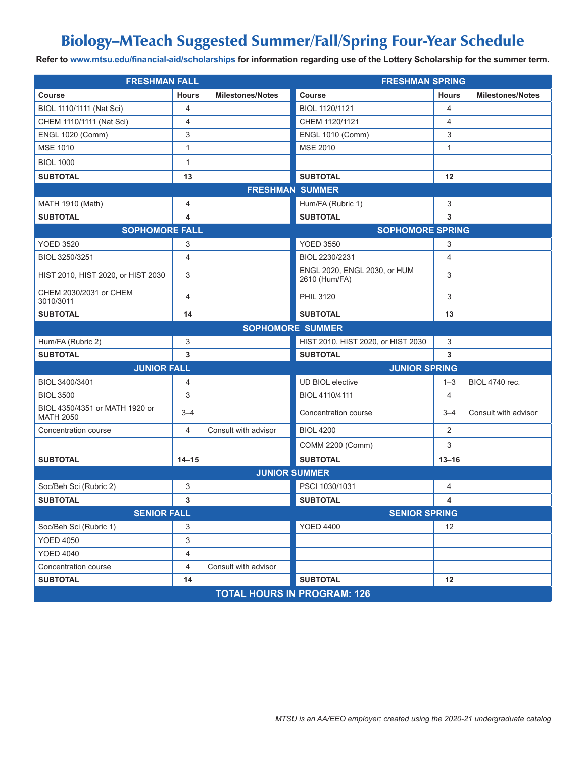# Biology–MTeach Suggested Summer/Fall/Spring Four-Year Schedule

**Refer to www.mtsu.edu/financial-aid/scholarships for information regarding use of the Lottery Scholarship for the summer term.**

| FRESHMAN FALL | | | FRESHMAN SPRING | | |
|---|---|---|---|---|---|
| **Course** | **Hours** | **Milestones/Notes** | **Course** | **Hours** | **Milestones/Notes** |
| BIOL 1110/1111 (Nat Sci) | 4 | | BIOL 1120/1121 | 4 | |
| CHEM 1110/1111 (Nat Sci) | 4 | | CHEM 1120/1121 | 4 | |
| ENGL 1020 (Comm) | 3 | | ENGL 1010 (Comm) | 3 | |
| MSE 1010 | 1 | | MSE 2010 | 1 | |
| BIOL 1000 | 1 | | | | |
| **SUBTOTAL** | **13** | | **SUBTOTAL** | **12** | |
| **FRESHMAN SUMMER** | | | | | |
| MATH 1910 (Math) | 4 | | Hum/FA (Rubric 1) | 3 | |
| **SUBTOTAL** | **4** | | **SUBTOTAL** | **3** | |
| **SOPHOMORE FALL** | | | **SOPHOMORE SPRING** | | |
| YOED 3520 | 3 | | YOED 3550 | 3 | |
| BIOL 3250/3251 | 4 | | BIOL 2230/2231 | 4 | |
| HIST 2010, HIST 2020, or HIST 2030 | 3 | | ENGL 2020, ENGL 2030, or HUM 2610 (Hum/FA) | 3 | |
| CHEM 2030/2031 or CHEM 3010/3011 | 4 | | PHIL 3120 | 3 | |
| **SUBTOTAL** | **14** | | **SUBTOTAL** | **13** | |
| **SOPHOMORE SUMMER** | | | | | |
| Hum/FA (Rubric 2) | 3 | | HIST 2010, HIST 2020, or HIST 2030 | 3 | |
| **SUBTOTAL** | **3** | | **SUBTOTAL** | **3** | |
| **JUNIOR FALL** | | | **JUNIOR SPRING** | | |
| BIOL 3400/3401 | 4 | | UD BIOL elective | 1–3 | BIOL 4740 rec. |
| BIOL 3500 | 3 | | BIOL 4110/4111 | 4 | |
| BIOL 4350/4351 or MATH 1920 or MATH 2050 | 3–4 | | Concentration course | 3–4 | Consult with advisor |
| Concentration course | 4 | Consult with advisor | BIOL 4200 | 2 | |
| | | | COMM 2200 (Comm) | 3 | |
| **SUBTOTAL** | **14–15** | | **SUBTOTAL** | **13–16** | |
| **JUNIOR SUMMER** | | | | | |
| Soc/Beh Sci (Rubric 2) | 3 | | PSCI 1030/1031 | 4 | |
| **SUBTOTAL** | **3** | | **SUBTOTAL** | **4** | |
| **SENIOR FALL** | | | **SENIOR SPRING** | | |
| Soc/Beh Sci (Rubric 1) | 3 | | YOED 4400 | 12 | |
| YOED 4050 | 3 | | | | |
| YOED 4040 | 4 | | | | |
| Concentration course | 4 | Consult with advisor | | | |
| **SUBTOTAL** | **14** | | **SUBTOTAL** | **12** | |
| **TOTAL HOURS IN PROGRAM: 126** | | | | | |

*MTSU is an AA/EEO employer; created using the 2020-21 undergraduate catalog*